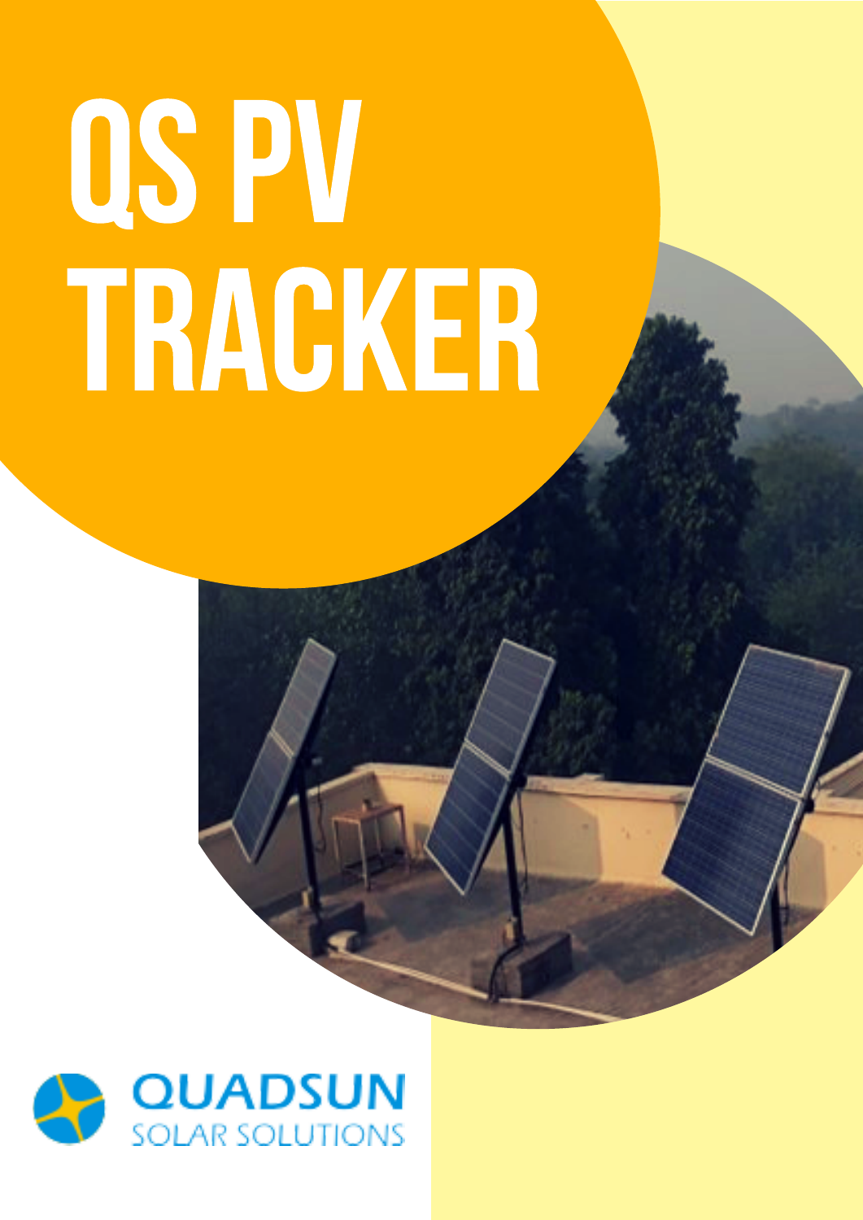# QS PV TRACKER

QUADSUN
SOLAR SOLUTIONS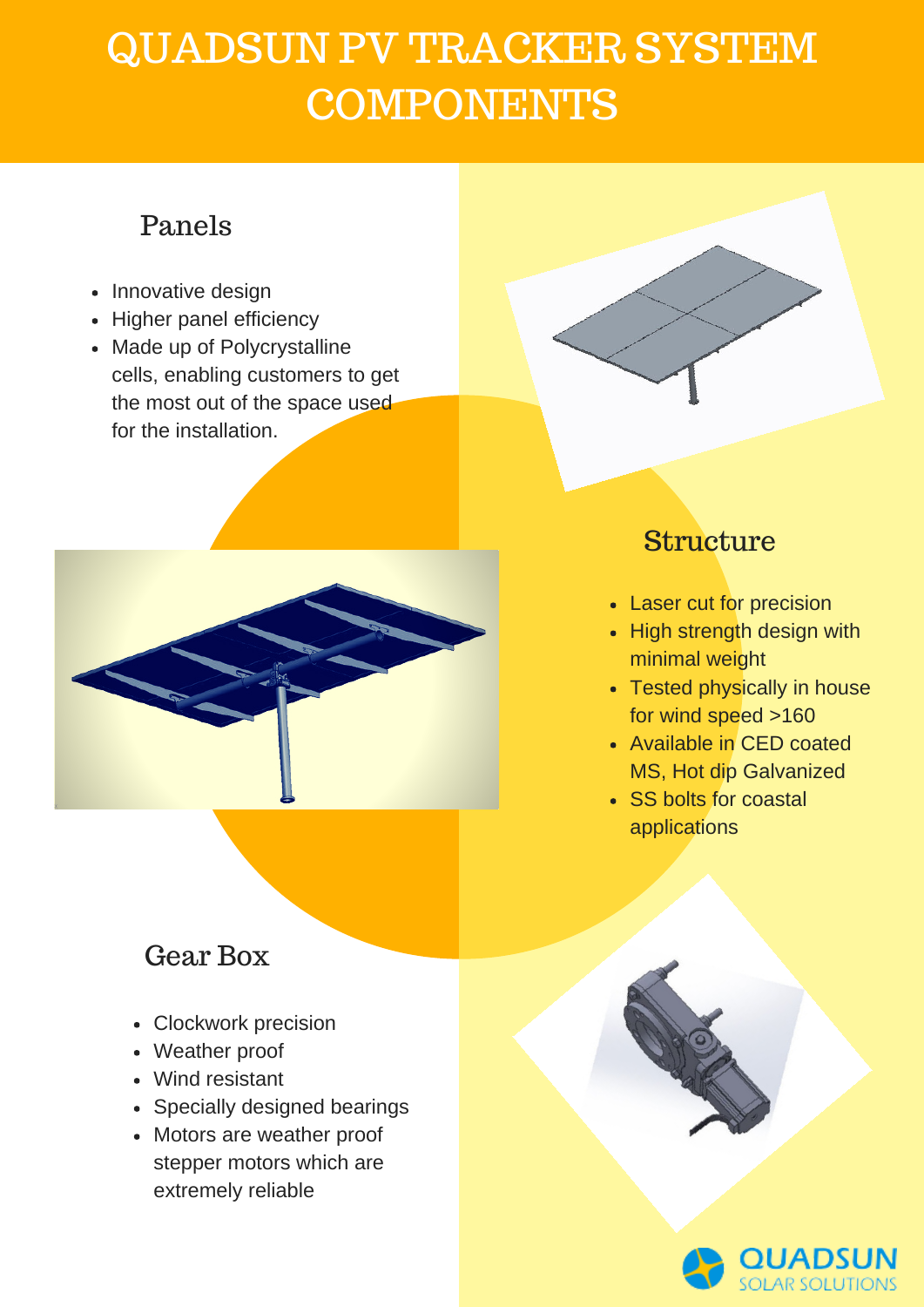# QUADSUN PV TRACKER SYSTEM COMPONENTS

## Panels

- Innovative design
- Higher panel efficiency
- Made up of Polycrystalline cells, enabling customers to get the most out of the space used for the installation.

## Structure

- Laser cut for precision
- High strength design with minimal weight
- Tested physically in house for wind speed >160
- Available in CED coated MS, Hot dip Galvanized
- SS bolts for coastal applications

## Gear Box

- Clockwork precision
- Weather proof
- Wind resistant
- Specially designed bearings
- Motors are weather proof stepper motors which are extremely reliable

QUADSUN SOLAR SOLUTIONS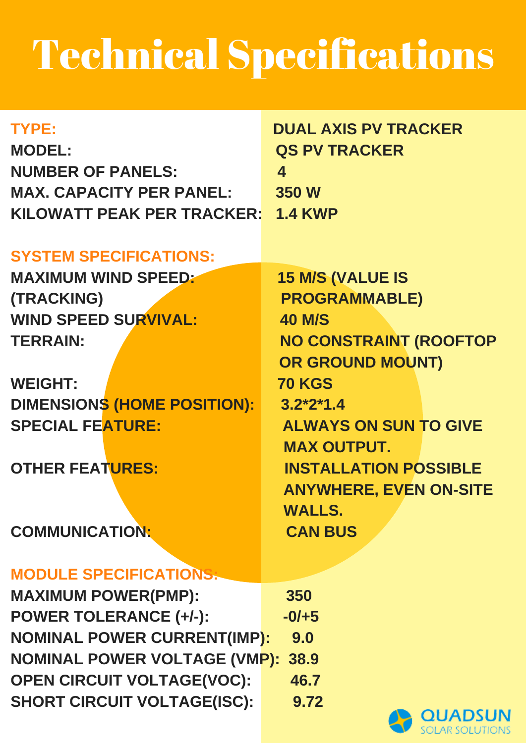# Technical Specifications

| | |
|---|---|
| **TYPE:** | **DUAL AXIS PV TRACKER** |
| **MODEL:** | **QS PV TRACKER** |
| **NUMBER OF PANELS:** | **4** |
| **MAX. CAPACITY PER PANEL:** | **350 W** |
| **KILOWATT PEAK PER TRACKER:** | **1.4 KWP** |

## SYSTEM SPECIFICATIONS:

| | |
|---|---|
| **MAXIMUM WIND SPEED: (TRACKING)** | **15 M/S (VALUE IS PROGRAMMABLE)** |
| **WIND SPEED SURVIVAL:** | **40 M/S** |
| **TERRAIN:** | **NO CONSTRAINT (ROOFTOP OR GROUND MOUNT)** |
| **WEIGHT:** | **70 KGS** |
| **DIMENSIONS (HOME POSITION):** | **3.2*2*1.4** |
| **SPECIAL FEATURE:** | **ALWAYS ON SUN TO GIVE MAX OUTPUT.** |
| **OTHER FEATURES:** | **INSTALLATION POSSIBLE ANYWHERE, EVEN ON-SITE WALLS.** |
| **COMMUNICATION:** | **CAN BUS** |

## MODULE SPECIFICATIONS:

| | |
|---|---|
| **MAXIMUM POWER(PMP):** | **350** |
| **POWER TOLERANCE (+/-):** | **-0/+5** |
| **NOMINAL POWER CURRENT(IMP):** | **9.0** |
| **NOMINAL POWER VOLTAGE (VMP):** | **38.9** |
| **OPEN CIRCUIT VOLTAGE(VOC):** | **46.7** |
| **SHORT CIRCUIT VOLTAGE(ISC):** | **9.72** |

QUADSUN SOLAR SOLUTIONS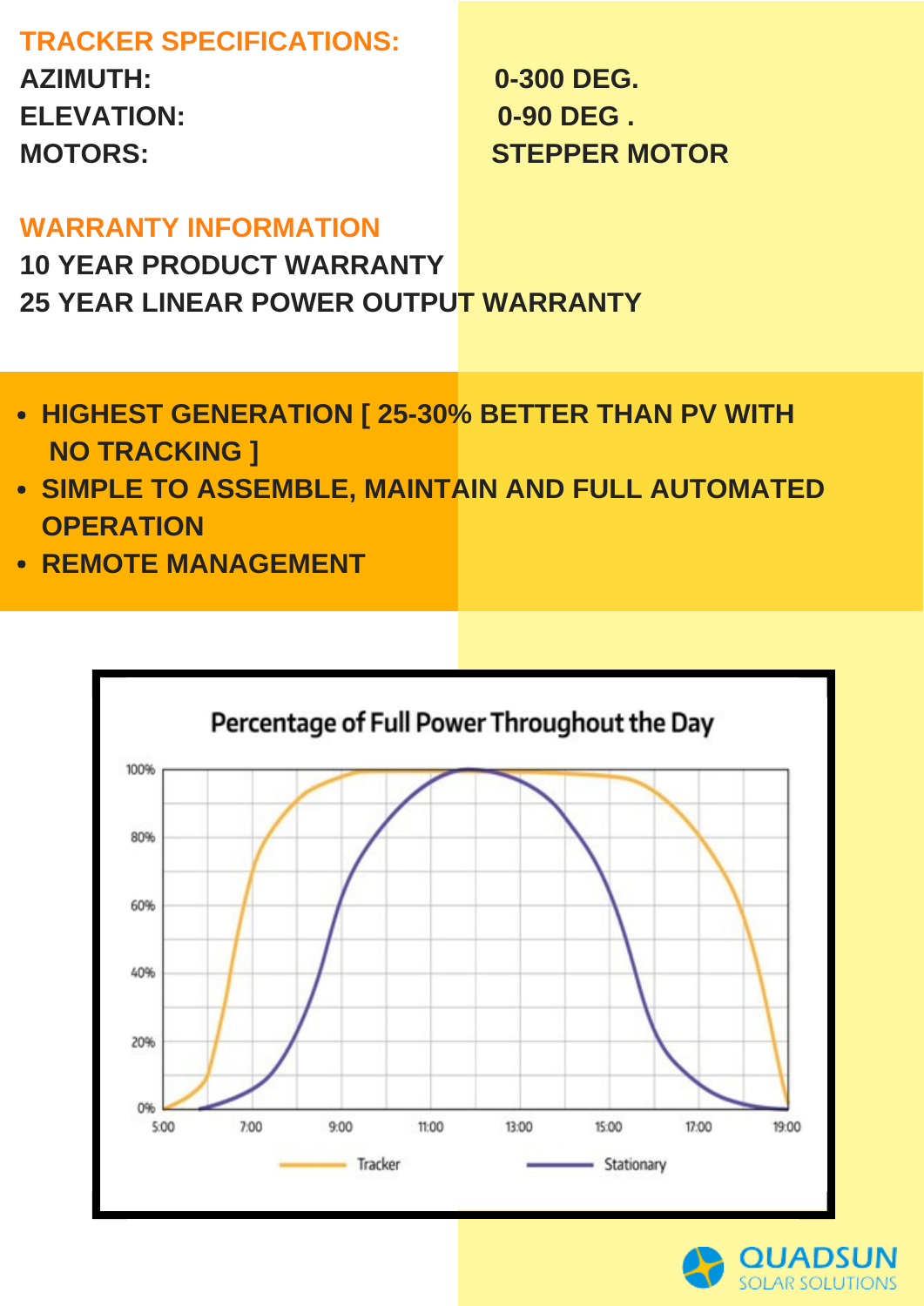## TRACKER SPECIFICATIONS:

| | |
|---|---|
| **AZIMUTH:** | **0-300 DEG.** |
| **ELEVATION:** | **0-90 DEG .** |
| **MOTORS:** | **STEPPER MOTOR** |

## WARRANTY INFORMATION

**10 YEAR PRODUCT WARRANTY**

**25 YEAR LINEAR POWER OUTPUT WARRANTY**

- **HIGHEST GENERATION [ 25-30% BETTER THAN PV WITH NO TRACKING ]**
- **SIMPLE TO ASSEMBLE, MAINTAIN AND FULL AUTOMATED OPERATION**
- **REMOTE MANAGEMENT**

Percentage of Full Power Throughout the Day

QUADSUN SOLAR SOLUTIONS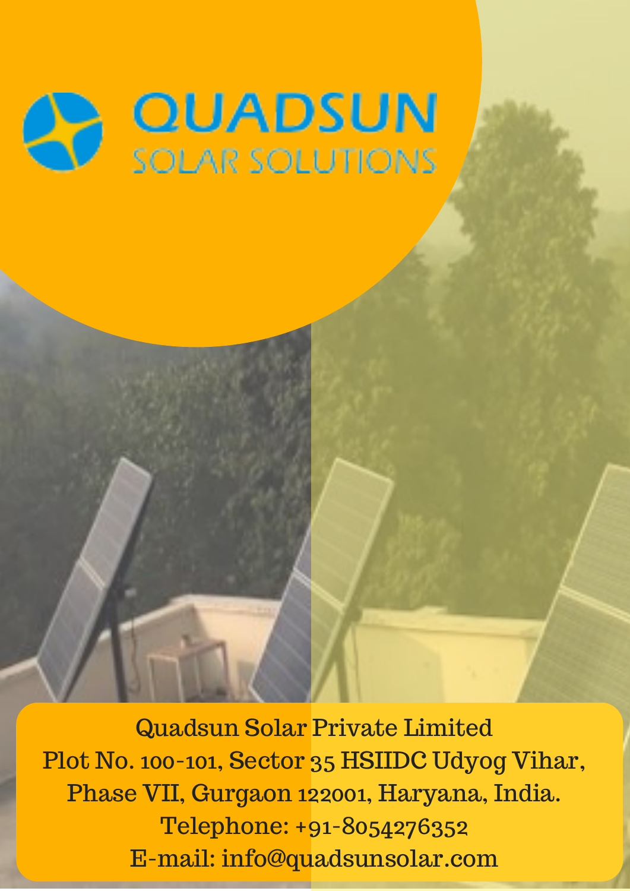QUADSUN

SOLAR SOLUTIONS

Quadsun Solar Private Limited
Plot No. 100-101, Sector 35 HSIIDC Udyog Vihar,
Phase VII, Gurgaon 122001, Haryana, India.
Telephone: +91-8054276352
E-mail: info@quadsunsolar.com